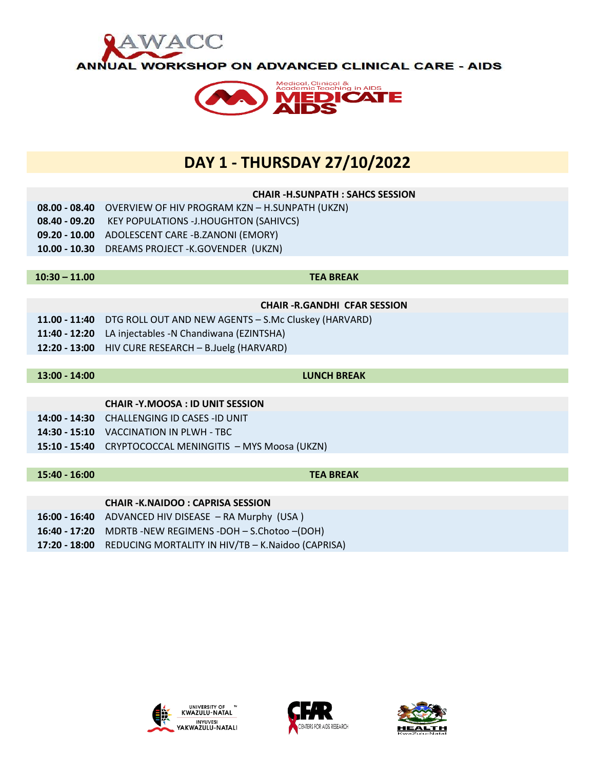AWACC

ANNUAL WORKSHOP ON ADVANCED CLINICAL CARE - AIDS

Medical, Clinical & Academic Teaching in AIDS

MEDICATE AIDS

# DAY 1 - THURSDAY 27/10/2022

**CHAIR -H.SUNPATH : SAHCS SESSION**

| | |
|---|---|
| **08.00 - 08.40** | OVERVIEW OF HIV PROGRAM KZN – H.SUNPATH (UKZN) |
| **08.40 - 09.20** | KEY POPULATIONS -J.HOUGHTON (SAHIVCS) |
| **09.20 - 10.00** | ADOLESCENT CARE -B.ZANONI (EMORY) |
| **10.00 - 10.30** | DREAMS PROJECT -K.GOVENDER (UKZN) |

| | |
|---|---|
| **10:30 – 11.00** | **TEA BREAK** |

**CHAIR -R.GANDHI CFAR SESSION**

| | |
|---|---|
| **11.00 - 11:40** | DTG ROLL OUT AND NEW AGENTS – S.Mc Cluskey (HARVARD) |
| **11:40 - 12:20** | LA injectables -N Chandiwana (EZINTSHA) |
| **12:20 - 13:00** | HIV CURE RESEARCH – B.Juelg (HARVARD) |

| | |
|---|---|
| **13:00 - 14:00** | **LUNCH BREAK** |

**CHAIR -Y.MOOSA : ID UNIT SESSION**

| | |
|---|---|
| **14:00 - 14:30** | CHALLENGING ID CASES -ID UNIT |
| **14:30 - 15:10** | VACCINATION IN PLWH - TBC |
| **15:10 - 15:40** | CRYPTOCOCCAL MENINGITIS – MYS Moosa (UKZN) |

| | |
|---|---|
| **15:40 - 16:00** | **TEA BREAK** |

**CHAIR -K.NAIDOO : CAPRISA SESSION**

| | |
|---|---|
| **16:00 - 16:40** | ADVANCED HIV DISEASE – RA Murphy (USA ) |
| **16:40 - 17:20** | MDRTB -NEW REGIMENS -DOH – S.Chotoo –(DOH) |
| **17:20 - 18:00** | REDUCING MORTALITY IN HIV/TB – K.Naidoo (CAPRISA) |

UNIVERSITY OF KWAZULU-NATAL INYUVESI YAKWAZULU-NATALI

CFAR CENTERS FOR AIDS RESEARCH

HEALTH KwaZulu-Natal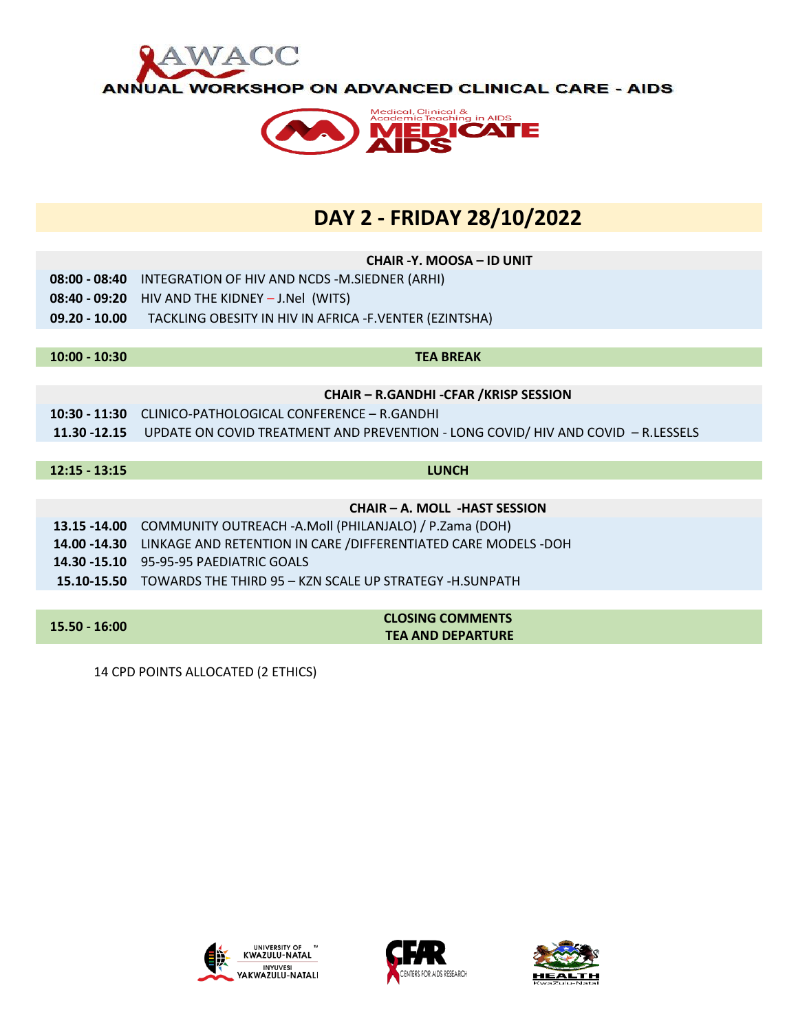AWACC

ANNUAL WORKSHOP ON ADVANCED CLINICAL CARE - AIDS

Medical, Clinical & Academic Teaching in AIDS

MEDICATE AIDS

# DAY 2 - FRIDAY 28/10/2022

| | |
|---|---|
| | **CHAIR -Y. MOOSA – ID UNIT** |
| **08:00 - 08:40** | INTEGRATION OF HIV AND NCDS -M.SIEDNER (ARHI) |
| **08:40 - 09:20** | HIV AND THE KIDNEY – J.Nel (WITS) |
| **09.20 - 10.00** | TACKLING OBESITY IN HIV IN AFRICA -F.VENTER (EZINTSHA) |
| **10:00 - 10:30** | **TEA BREAK** |
| | **CHAIR – R.GANDHI -CFAR /KRISP SESSION** |
| **10:30 - 11:30** | CLINICO-PATHOLOGICAL CONFERENCE – R.GANDHI |
| **11.30 -12.15** | UPDATE ON COVID TREATMENT AND PREVENTION - LONG COVID/ HIV AND COVID – R.LESSELS |
| **12:15 - 13:15** | **LUNCH** |
| | **CHAIR – A. MOLL -HAST SESSION** |
| **13.15 -14.00** | COMMUNITY OUTREACH -A.Moll (PHILANJALO) / P.Zama (DOH) |
| **14.00 -14.30** | LINKAGE AND RETENTION IN CARE /DIFFERENTIATED CARE MODELS -DOH |
| **14.30 -15.10** | 95-95-95 PAEDIATRIC GOALS |
| **15.10-15.50** | TOWARDS THE THIRD 95 – KZN SCALE UP STRATEGY -H.SUNPATH |
| **15.50 - 16:00** | **CLOSING COMMENTS**<br>**TEA AND DEPARTURE** |

14 CPD POINTS ALLOCATED (2 ETHICS)

UNIVERSITY OF KWAZULU-NATAL INYUVESI YAKWAZULU-NATALI

CFAR CENTERS FOR AIDS RESEARCH

HEALTH KwaZulu-Natal